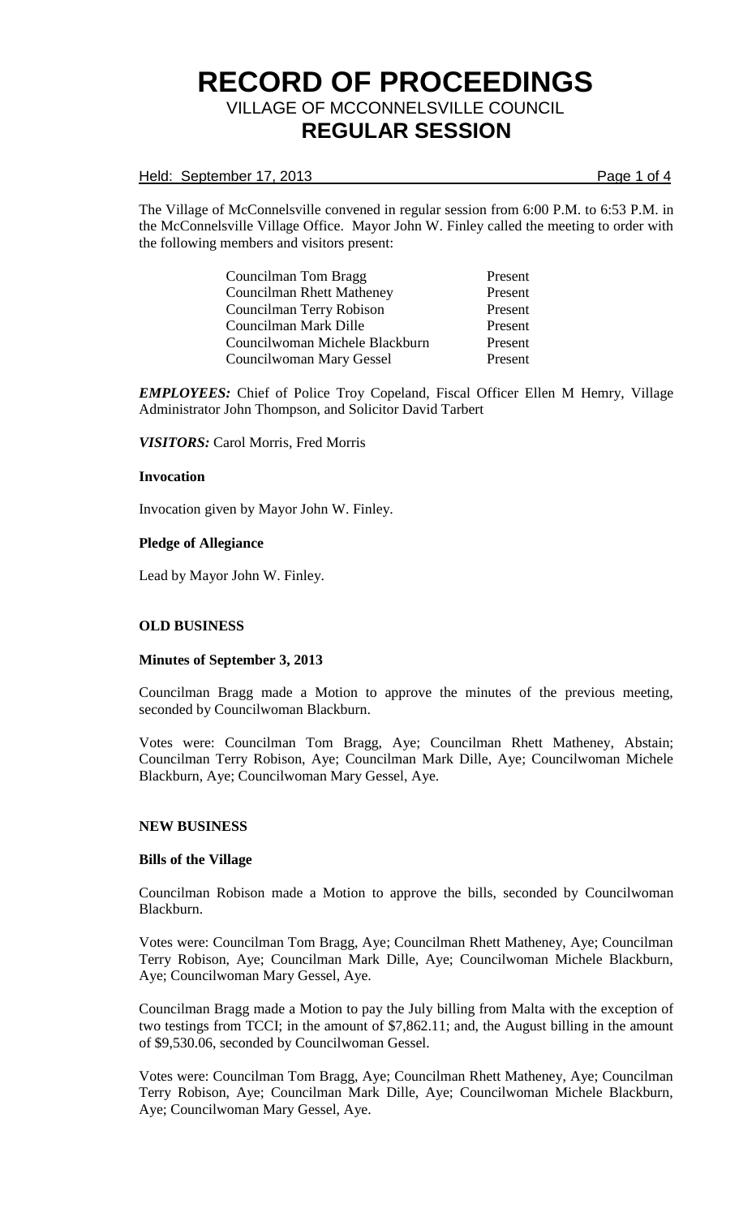# RECORD OF PROCEEDINGS

VILLAGE OF MCCONNELSVILLE COUNCIL

## REGULAR SESSION

Held: September 17, 2013

The Village of McConnelsville convened in regular session from 6:00 P.M. to 6:53 P.M. in the McConnelsville Village Office. Mayor John W. Finley called the meeting to order with the following members and visitors present:

| | |
|---|---|
| Councilman Tom Bragg | Present |
| Councilman Rhett Matheney | Present |
| Councilman Terry Robison | Present |
| Councilman Mark Dille | Present |
| Councilwoman Michele Blackburn | Present |
| Councilwoman Mary Gessel | Present |

***EMPLOYEES:*** Chief of Police Troy Copeland, Fiscal Officer Ellen M Hemry, Village Administrator John Thompson, and Solicitor David Tarbert

***VISITORS:*** Carol Morris, Fred Morris

**Invocation**

Invocation given by Mayor John W. Finley.

**Pledge of Allegiance**

Lead by Mayor John W. Finley.

**OLD BUSINESS**

**Minutes of September 3, 2013**

Councilman Bragg made a Motion to approve the minutes of the previous meeting, seconded by Councilwoman Blackburn.

Votes were: Councilman Tom Bragg, Aye; Councilman Rhett Matheney, Abstain; Councilman Terry Robison, Aye; Councilman Mark Dille, Aye; Councilwoman Michele Blackburn, Aye; Councilwoman Mary Gessel, Aye.

**NEW BUSINESS**

**Bills of the Village**

Councilman Robison made a Motion to approve the bills, seconded by Councilwoman Blackburn.

Votes were: Councilman Tom Bragg, Aye; Councilman Rhett Matheney, Aye; Councilman Terry Robison, Aye; Councilman Mark Dille, Aye; Councilwoman Michele Blackburn, Aye; Councilwoman Mary Gessel, Aye.

Councilman Bragg made a Motion to pay the July billing from Malta with the exception of two testings from TCCI; in the amount of $7,862.11; and, the August billing in the amount of $9,530.06, seconded by Councilwoman Gessel.

Votes were: Councilman Tom Bragg, Aye; Councilman Rhett Matheney, Aye; Councilman Terry Robison, Aye; Councilman Mark Dille, Aye; Councilwoman Michele Blackburn, Aye; Councilwoman Mary Gessel, Aye.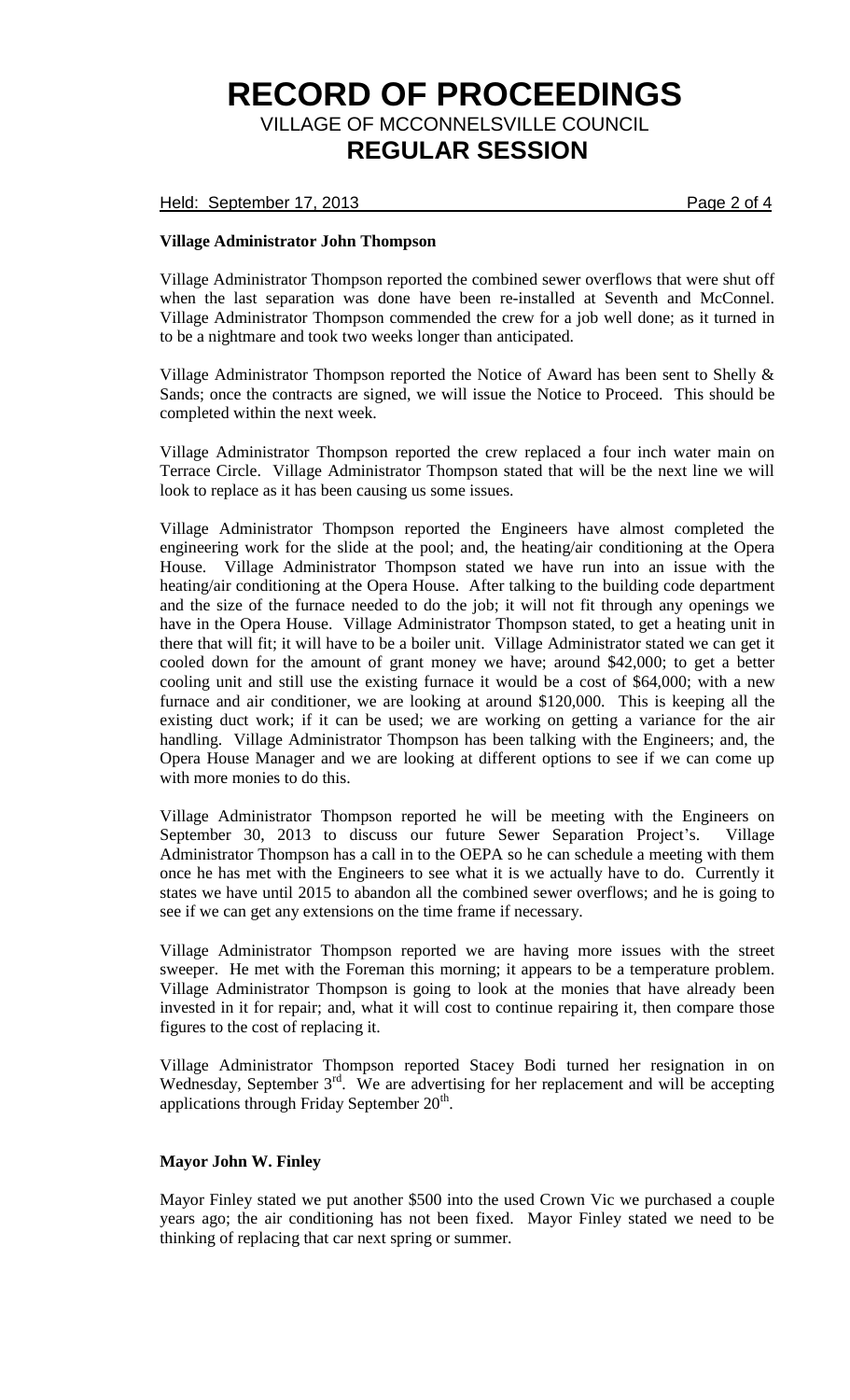**Village Administrator John Thompson**

Village Administrator Thompson reported the combined sewer overflows that were shut off when the last separation was done have been re-installed at Seventh and McConnel. Village Administrator Thompson commended the crew for a job well done; as it turned in to be a nightmare and took two weeks longer than anticipated.

Village Administrator Thompson reported the Notice of Award has been sent to Shelly & Sands; once the contracts are signed, we will issue the Notice to Proceed. This should be completed within the next week.

Village Administrator Thompson reported the crew replaced a four inch water main on Terrace Circle. Village Administrator Thompson stated that will be the next line we will look to replace as it has been causing us some issues.

Village Administrator Thompson reported the Engineers have almost completed the engineering work for the slide at the pool; and, the heating/air conditioning at the Opera House. Village Administrator Thompson stated we have run into an issue with the heating/air conditioning at the Opera House. After talking to the building code department and the size of the furnace needed to do the job; it will not fit through any openings we have in the Opera House. Village Administrator Thompson stated, to get a heating unit in there that will fit; it will have to be a boiler unit. Village Administrator stated we can get it cooled down for the amount of grant money we have; around $42,000; to get a better cooling unit and still use the existing furnace it would be a cost of $64,000; with a new furnace and air conditioner, we are looking at around $120,000. This is keeping all the existing duct work; if it can be used; we are working on getting a variance for the air handling. Village Administrator Thompson has been talking with the Engineers; and, the Opera House Manager and we are looking at different options to see if we can come up with more monies to do this.

Village Administrator Thompson reported he will be meeting with the Engineers on September 30, 2013 to discuss our future Sewer Separation Project's. Village Administrator Thompson has a call in to the OEPA so he can schedule a meeting with them once he has met with the Engineers to see what it is we actually have to do. Currently it states we have until 2015 to abandon all the combined sewer overflows; and he is going to see if we can get any extensions on the time frame if necessary.

Village Administrator Thompson reported we are having more issues with the street sweeper. He met with the Foreman this morning; it appears to be a temperature problem. Village Administrator Thompson is going to look at the monies that have already been invested in it for repair; and, what it will cost to continue repairing it, then compare those figures to the cost of replacing it.

Village Administrator Thompson reported Stacey Bodi turned her resignation in on Wednesday, September 3rd. We are advertising for her replacement and will be accepting applications through Friday September 20th.

**Mayor John W. Finley**

Mayor Finley stated we put another $500 into the used Crown Vic we purchased a couple years ago; the air conditioning has not been fixed. Mayor Finley stated we need to be thinking of replacing that car next spring or summer.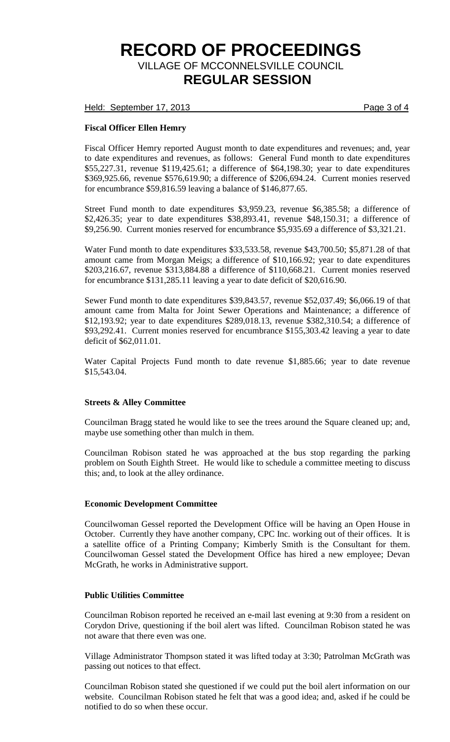# RECORD OF PROCEEDINGS

VILLAGE OF MCCONNELSVILLE COUNCIL

## REGULAR SESSION

Held: September 17, 2013

**Fiscal Officer Ellen Hemry**

Fiscal Officer Hemry reported August month to date expenditures and revenues; and, year to date expenditures and revenues, as follows: General Fund month to date expenditures $55,227.31, revenue $119,425.61; a difference of $64,198.30; year to date expenditures $369,925.66, revenue $576,619.90; a difference of $206,694.24. Current monies reserved for encumbrance $59,816.59 leaving a balance of $146,877.65.

Street Fund month to date expenditures $3,959.23, revenue $6,385.58; a difference of $2,426.35; year to date expenditures $38,893.41, revenue $48,150.31; a difference of $9,256.90. Current monies reserved for encumbrance $5,935.69 a difference of $3,321.21.

Water Fund month to date expenditures $33,533.58, revenue $43,700.50; $5,871.28 of that amount came from Morgan Meigs; a difference of $10,166.92; year to date expenditures $203,216.67, revenue $313,884.88 a difference of $110,668.21. Current monies reserved for encumbrance $131,285.11 leaving a year to date deficit of $20,616.90.

Sewer Fund month to date expenditures $39,843.57, revenue $52,037.49; $6,066.19 of that amount came from Malta for Joint Sewer Operations and Maintenance; a difference of $12,193.92; year to date expenditures $289,018.13, revenue $382,310.54; a difference of $93,292.41. Current monies reserved for encumbrance $155,303.42 leaving a year to date deficit of $62,011.01.

Water Capital Projects Fund month to date revenue $1,885.66; year to date revenue $15,543.04.

**Streets & Alley Committee**

Councilman Bragg stated he would like to see the trees around the Square cleaned up; and, maybe use something other than mulch in them.

Councilman Robison stated he was approached at the bus stop regarding the parking problem on South Eighth Street. He would like to schedule a committee meeting to discuss this; and, to look at the alley ordinance.

**Economic Development Committee**

Councilwoman Gessel reported the Development Office will be having an Open House in October. Currently they have another company, CPC Inc. working out of their offices. It is a satellite office of a Printing Company; Kimberly Smith is the Consultant for them. Councilwoman Gessel stated the Development Office has hired a new employee; Devan McGrath, he works in Administrative support.

**Public Utilities Committee**

Councilman Robison reported he received an e-mail last evening at 9:30 from a resident on Corydon Drive, questioning if the boil alert was lifted. Councilman Robison stated he was not aware that there even was one.

Village Administrator Thompson stated it was lifted today at 3:30; Patrolman McGrath was passing out notices to that effect.

Councilman Robison stated she questioned if we could put the boil alert information on our website. Councilman Robison stated he felt that was a good idea; and, asked if he could be notified to do so when these occur.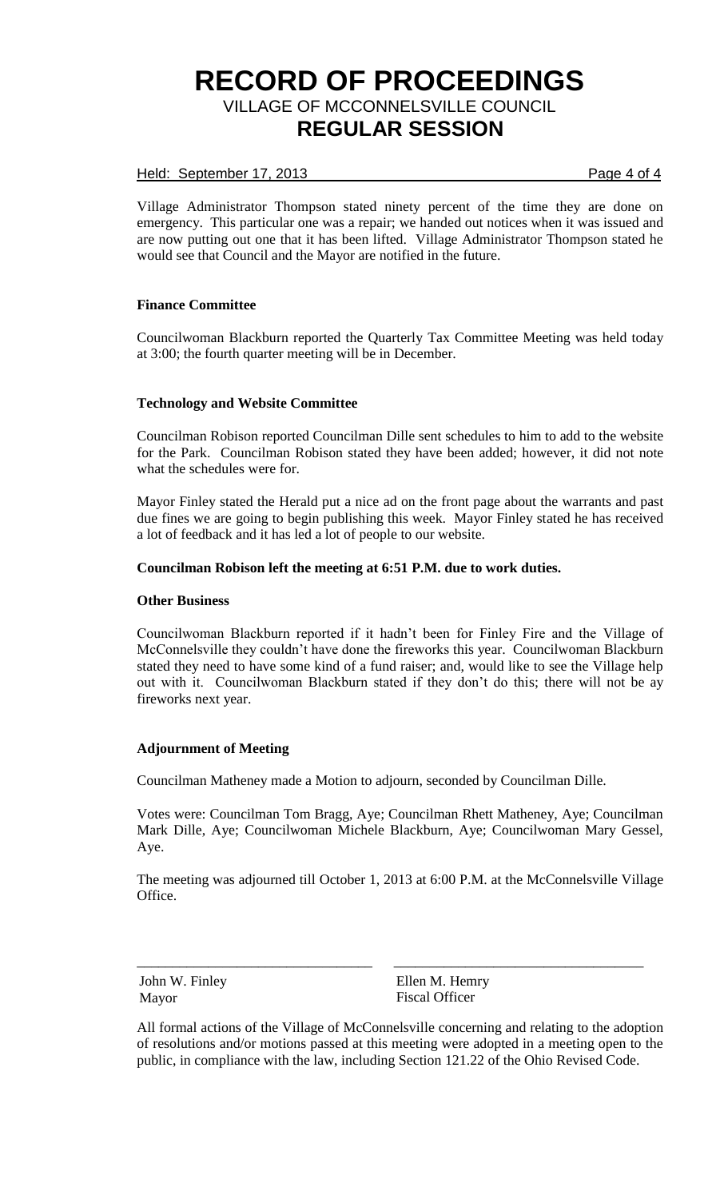Village Administrator Thompson stated ninety percent of the time they are done on emergency. This particular one was a repair; we handed out notices when it was issued and are now putting out one that it has been lifted. Village Administrator Thompson stated he would see that Council and the Mayor are notified in the future.

**Finance Committee**

Councilwoman Blackburn reported the Quarterly Tax Committee Meeting was held today at 3:00; the fourth quarter meeting will be in December.

**Technology and Website Committee**

Councilman Robison reported Councilman Dille sent schedules to him to add to the website for the Park. Councilman Robison stated they have been added; however, it did not note what the schedules were for.

Mayor Finley stated the Herald put a nice ad on the front page about the warrants and past due fines we are going to begin publishing this week. Mayor Finley stated he has received a lot of feedback and it has led a lot of people to our website.

**Councilman Robison left the meeting at 6:51 P.M. due to work duties.**

**Other Business**

Councilwoman Blackburn reported if it hadn't been for Finley Fire and the Village of McConnelsville they couldn't have done the fireworks this year. Councilwoman Blackburn stated they need to have some kind of a fund raiser; and, would like to see the Village help out with it. Councilwoman Blackburn stated if they don't do this; there will not be ay fireworks next year.

**Adjournment of Meeting**

Councilman Matheney made a Motion to adjourn, seconded by Councilman Dille.

Votes were: Councilman Tom Bragg, Aye; Councilman Rhett Matheney, Aye; Councilman Mark Dille, Aye; Councilwoman Michele Blackburn, Aye; Councilwoman Mary Gessel, Aye.

The meeting was adjourned till October 1, 2013 at 6:00 P.M. at the McConnelsville Village Office.

\_\_\_\_\_\_\_\_\_\_\_\_\_\_\_\_\_\_\_\_\_\_\_\_\_\_\_\_\_\_\_\_\_\_ \_\_\_\_\_\_\_\_\_\_\_\_\_\_\_\_\_\_\_\_\_\_\_\_\_\_\_\_\_\_\_\_\_\_\_\_

John W. Finley
Mayor

Ellen M. Hemry
Fiscal Officer

All formal actions of the Village of McConnelsville concerning and relating to the adoption of resolutions and/or motions passed at this meeting were adopted in a meeting open to the public, in compliance with the law, including Section 121.22 of the Ohio Revised Code.